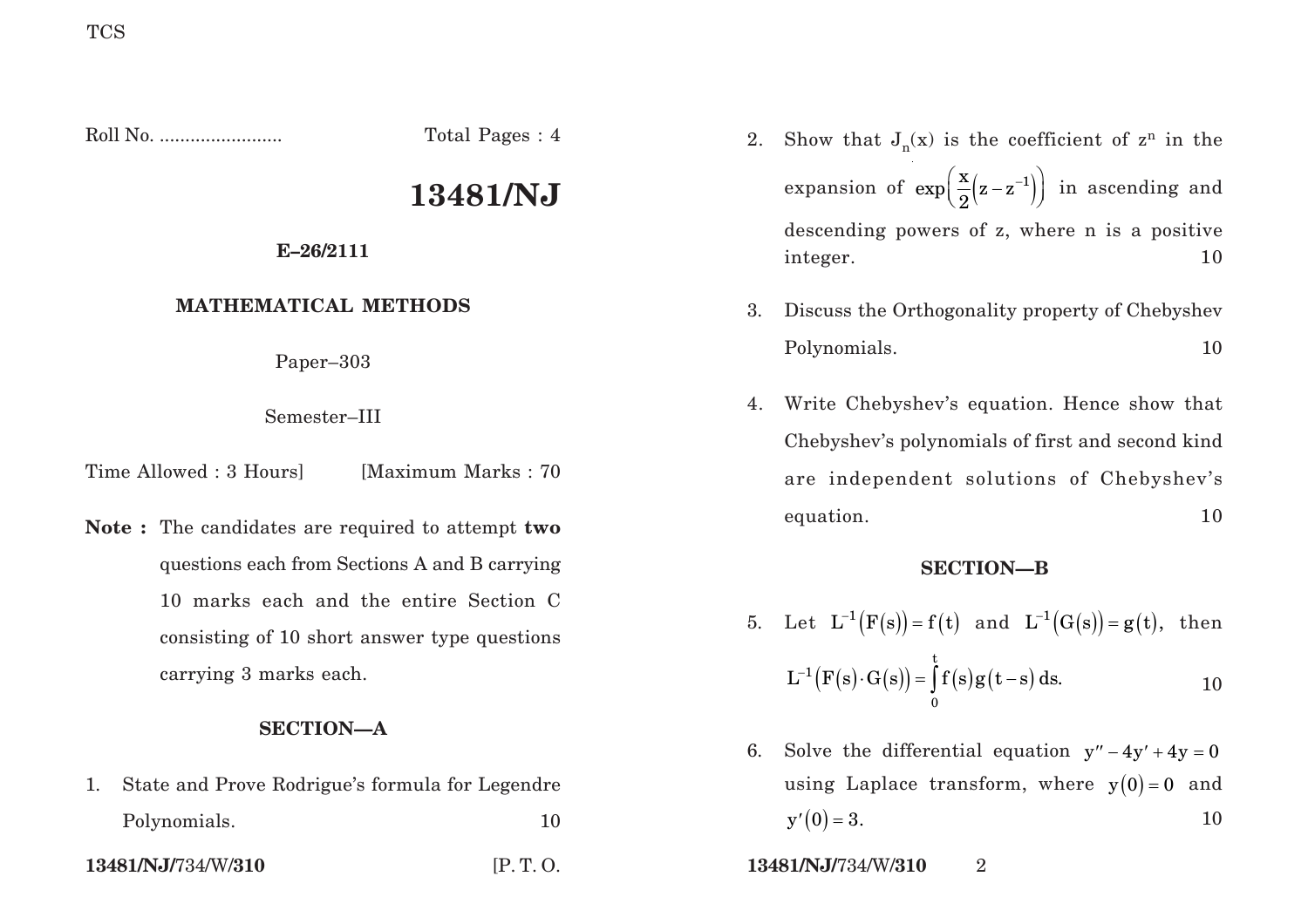TCS

Roll No. ........................ Total Pages : 4

# 13481/NJ

**E–26/2111**

**MATHEMATICAL METHODS**

Paper–303

Semester–III

Time Allowed : 3 Hours] [Maximum Marks : 70

**Note :** The candidates are required to attempt **two** questions each from Sections A and B carrying 10 marks each and the entire Section C consisting of 10 short answer type questions carrying 3 marks each.

## SECTION—A

1. State and Prove Rodrigue's formula for Legendre Polynomials. 10

2. Show that $J_n(x)$ is the coefficient of $z^n$ in the expansion of $\exp\left(\frac{x}{2}\left(z-z^{-1}\right)\right)$ in ascending and descending powers of z, where n is a positive integer. 10

3. Discuss the Orthogonality property of Chebyshev Polynomials. 10

4. Write Chebyshev's equation. Hence show that Chebyshev's polynomials of first and second kind are independent solutions of Chebyshev's equation. 10

## SECTION—B

5. Let $L^{-1}(F(s)) = f(t)$ and $L^{-1}(G(s)) = g(t)$, then
$$L^{-1}(F(s)\cdot G(s)) = \int_0^t f(s)g(t-s)\,ds.$$ 10

6. Solve the differential equation $y'' - 4y' + 4y = 0$ using Laplace transform, where $y(0) = 0$ and $y'(0) = 3$. 10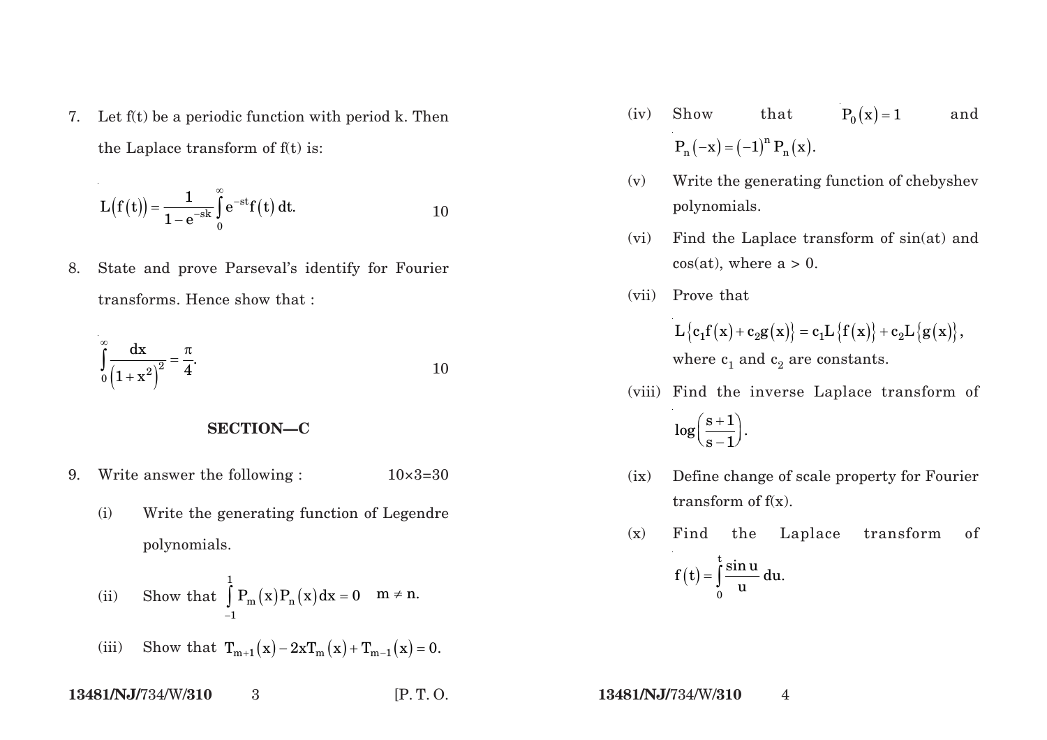7. Let f(t) be a periodic function with period k. Then the Laplace transform of f(t) is:

$$L\big(f(t)\big) = \frac{1}{1-e^{-sk}} \int_0^{\infty} e^{-st} f(t)\, dt.$$ 10

8. State and prove Parseval's identify for Fourier transforms. Hence show that :

$$\int_0^{\infty} \frac{dx}{\left(1+x^2\right)^2} = \frac{\pi}{4}.$$ 10

## SECTION—C

9. Write answer the following : 10×3=30

   (i) Write the generating function of Legendre polynomials.

   (ii) Show that $\int_{-1}^{1} P_m(x) P_n(x)\, dx = 0 \quad m \neq n.$

   (iii) Show that $T_{m+1}(x) - 2xT_m(x) + T_{m-1}(x) = 0.$

   (iv) Show that $P_0(x) = 1$ and $P_n(-x) = (-1)^n P_n(x).$

   (v) Write the generating function of chebyshev polynomials.

   (vi) Find the Laplace transform of sin(at) and cos(at), where a > 0.

   (vii) Prove that

   $$L\{c_1 f(x) + c_2 g(x)\} = c_1 L\{f(x)\} + c_2 L\{g(x)\},$$

   where $c_1$ and $c_2$ are constants.

   (viii) Find the inverse Laplace transform of $\log\left(\frac{s+1}{s-1}\right).$

   (ix) Define change of scale property for Fourier transform of f(x).

   (x) Find the Laplace transform of $f(t) = \int_0^t \frac{\sin u}{u}\, du.$